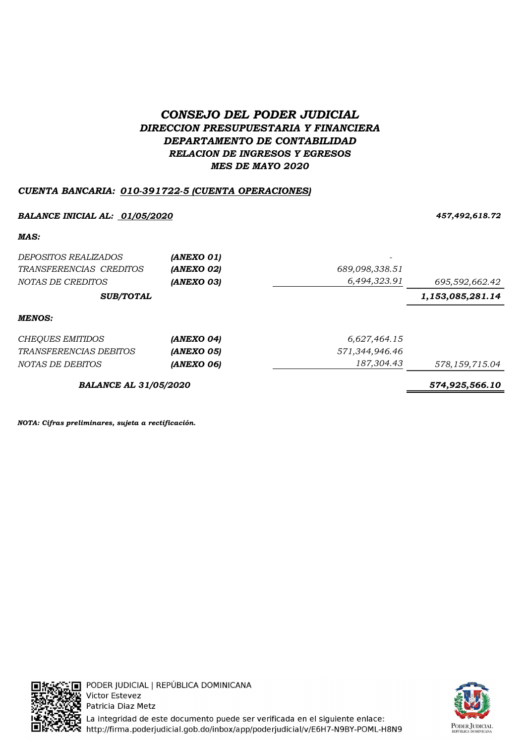# *CONSEJO DEL PODER JUDICIAL*

## *DIRECCION PRESUPUESTARIA Y FINANCIERA*

## *DEPARTAMENTO DE CONTABILIDAD*

### *RELACION DE INGRESOS Y EGRESOS*

### *MES DE MAYO 2020*

***CUENTA BANCARIA: 010-391722-5 (CUENTA OPERACIONES)***

| | | | |
|---|---|---|---|
| ***BALANCE INICIAL AL: 01/05/2020*** | | | ***457,492,618.72*** |
| ***MAS:*** | | | |
| *DEPOSITOS REALIZADOS* | ***(ANEXO 01)*** | - | |
| *TRANSFERENCIAS CREDITOS* | ***(ANEXO 02)*** | *689,098,338.51* | |
| *NOTAS DE CREDITOS* | ***(ANEXO 03)*** | *6,494,323.91* | *695,592,662.42* |
| ***SUB/TOTAL*** | | | ***1,153,085,281.14*** |
| ***MENOS:*** | | | |
| *CHEQUES EMITIDOS* | ***(ANEXO 04)*** | *6,627,464.15* | |
| *TRANSFERENCIAS DEBITOS* | ***(ANEXO 05)*** | *571,344,946.46* | |
| *NOTAS DE DEBITOS* | ***(ANEXO 06)*** | *187,304.43* | *578,159,715.04* |
| ***BALANCE AL 31/05/2020*** | | | ***574,925,566.10*** |

***NOTA: Cifras preliminares, sujeta a rectificación.***

PODER JUDICIAL | REPÚBLICA DOMINICANA
Victor Estevez
Patricia Diaz Metz
La integridad de este documento puede ser verificada en el siguiente enlace:
http://firma.poderjudicial.gob.do/inbox/app/poderjudicial/v/E6H7-N9BY-POML-H8N9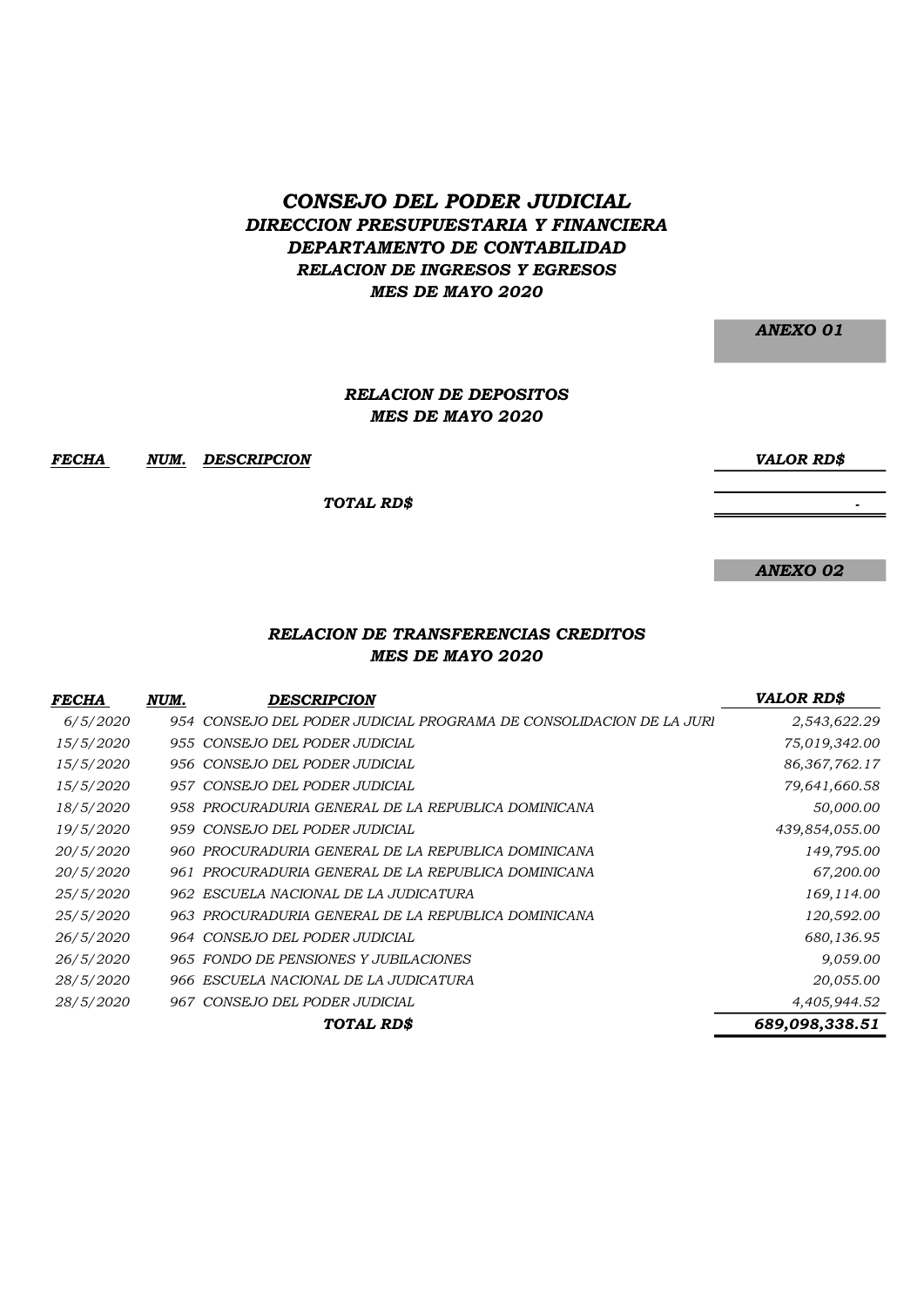# *CONSEJO DEL PODER JUDICIAL*

## *DIRECCION PRESUPUESTARIA Y FINANCIERA*

## *DEPARTAMENTO DE CONTABILIDAD*

### *RELACION DE INGRESOS Y EGRESOS*

### *MES DE MAYO 2020*

***ANEXO 01***

### *RELACION DE DEPOSITOS*
### *MES DE MAYO 2020*

| *FECHA* | *NUM.* | *DESCRIPCION* | *VALOR RD$* |
|---|---|---|---|
| | | ***TOTAL RD$*** | - |

***ANEXO 02***

### *RELACION DE TRANSFERENCIAS CREDITOS*
### *MES DE MAYO 2020*

| *FECHA* | *NUM.* | *DESCRIPCION* | *VALOR RD$* |
|---|---|---|---|
| 6/5/2020 | 954 | CONSEJO DEL PODER JUDICIAL PROGRAMA DE CONSOLIDACION DE LA JURI | 2,543,622.29 |
| 15/5/2020 | 955 | CONSEJO DEL PODER JUDICIAL | 75,019,342.00 |
| 15/5/2020 | 956 | CONSEJO DEL PODER JUDICIAL | 86,367,762.17 |
| 15/5/2020 | 957 | CONSEJO DEL PODER JUDICIAL | 79,641,660.58 |
| 18/5/2020 | 958 | PROCURADURIA GENERAL DE LA REPUBLICA DOMINICANA | 50,000.00 |
| 19/5/2020 | 959 | CONSEJO DEL PODER JUDICIAL | 439,854,055.00 |
| 20/5/2020 | 960 | PROCURADURIA GENERAL DE LA REPUBLICA DOMINICANA | 149,795.00 |
| 20/5/2020 | 961 | PROCURADURIA GENERAL DE LA REPUBLICA DOMINICANA | 67,200.00 |
| 25/5/2020 | 962 | ESCUELA NACIONAL DE LA JUDICATURA | 169,114.00 |
| 25/5/2020 | 963 | PROCURADURIA GENERAL DE LA REPUBLICA DOMINICANA | 120,592.00 |
| 26/5/2020 | 964 | CONSEJO DEL PODER JUDICIAL | 680,136.95 |
| 26/5/2020 | 965 | FONDO DE PENSIONES Y JUBILACIONES | 9,059.00 |
| 28/5/2020 | 966 | ESCUELA NACIONAL DE LA JUDICATURA | 20,055.00 |
| 28/5/2020 | 967 | CONSEJO DEL PODER JUDICIAL | 4,405,944.52 |
| | | ***TOTAL RD$*** | ***689,098,338.51*** |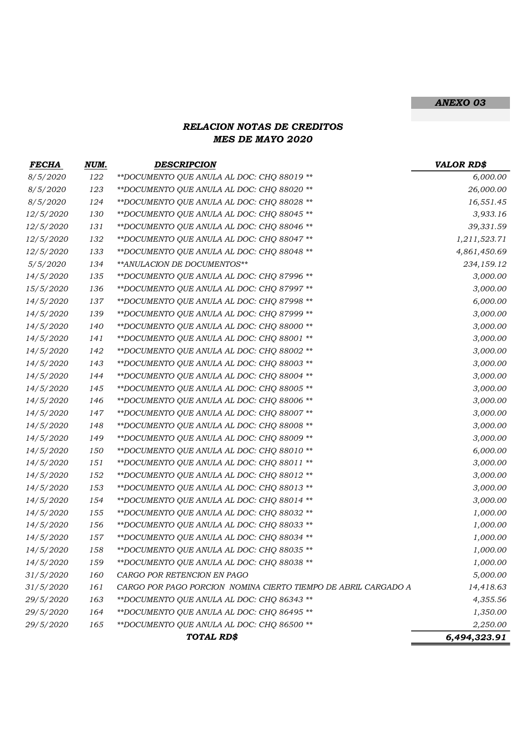***ANEXO 03***

## *RELACION NOTAS DE CREDITOS*
## *MES DE MAYO 2020*

| *FECHA* | *NUM.* | *DESCRIPCION* | *VALOR RD$* |
|---|---|---|---|
| 8/5/2020 | 122 | **DOCUMENTO QUE ANULA AL DOC: CHQ 88019 ** | 6,000.00 |
| 8/5/2020 | 123 | **DOCUMENTO QUE ANULA AL DOC: CHQ 88020 ** | 26,000.00 |
| 8/5/2020 | 124 | **DOCUMENTO QUE ANULA AL DOC: CHQ 88028 ** | 16,551.45 |
| 12/5/2020 | 130 | **DOCUMENTO QUE ANULA AL DOC: CHQ 88045 ** | 3,933.16 |
| 12/5/2020 | 131 | **DOCUMENTO QUE ANULA AL DOC: CHQ 88046 ** | 39,331.59 |
| 12/5/2020 | 132 | **DOCUMENTO QUE ANULA AL DOC: CHQ 88047 ** | 1,211,523.71 |
| 12/5/2020 | 133 | **DOCUMENTO QUE ANULA AL DOC: CHQ 88048 ** | 4,861,450.69 |
| 5/5/2020 | 134 | **ANULACION DE DOCUMENTOS** | 234,159.12 |
| 14/5/2020 | 135 | **DOCUMENTO QUE ANULA AL DOC: CHQ 87996 ** | 3,000.00 |
| 15/5/2020 | 136 | **DOCUMENTO QUE ANULA AL DOC: CHQ 87997 ** | 3,000.00 |
| 14/5/2020 | 137 | **DOCUMENTO QUE ANULA AL DOC: CHQ 87998 ** | 6,000.00 |
| 14/5/2020 | 139 | **DOCUMENTO QUE ANULA AL DOC: CHQ 87999 ** | 3,000.00 |
| 14/5/2020 | 140 | **DOCUMENTO QUE ANULA AL DOC: CHQ 88000 ** | 3,000.00 |
| 14/5/2020 | 141 | **DOCUMENTO QUE ANULA AL DOC: CHQ 88001 ** | 3,000.00 |
| 14/5/2020 | 142 | **DOCUMENTO QUE ANULA AL DOC: CHQ 88002 ** | 3,000.00 |
| 14/5/2020 | 143 | **DOCUMENTO QUE ANULA AL DOC: CHQ 88003 ** | 3,000.00 |
| 14/5/2020 | 144 | **DOCUMENTO QUE ANULA AL DOC: CHQ 88004 ** | 3,000.00 |
| 14/5/2020 | 145 | **DOCUMENTO QUE ANULA AL DOC: CHQ 88005 ** | 3,000.00 |
| 14/5/2020 | 146 | **DOCUMENTO QUE ANULA AL DOC: CHQ 88006 ** | 3,000.00 |
| 14/5/2020 | 147 | **DOCUMENTO QUE ANULA AL DOC: CHQ 88007 ** | 3,000.00 |
| 14/5/2020 | 148 | **DOCUMENTO QUE ANULA AL DOC: CHQ 88008 ** | 3,000.00 |
| 14/5/2020 | 149 | **DOCUMENTO QUE ANULA AL DOC: CHQ 88009 ** | 3,000.00 |
| 14/5/2020 | 150 | **DOCUMENTO QUE ANULA AL DOC: CHQ 88010 ** | 6,000.00 |
| 14/5/2020 | 151 | **DOCUMENTO QUE ANULA AL DOC: CHQ 88011 ** | 3,000.00 |
| 14/5/2020 | 152 | **DOCUMENTO QUE ANULA AL DOC: CHQ 88012 ** | 3,000.00 |
| 14/5/2020 | 153 | **DOCUMENTO QUE ANULA AL DOC: CHQ 88013 ** | 3,000.00 |
| 14/5/2020 | 154 | **DOCUMENTO QUE ANULA AL DOC: CHQ 88014 ** | 3,000.00 |
| 14/5/2020 | 155 | **DOCUMENTO QUE ANULA AL DOC: CHQ 88032 ** | 1,000.00 |
| 14/5/2020 | 156 | **DOCUMENTO QUE ANULA AL DOC: CHQ 88033 ** | 1,000.00 |
| 14/5/2020 | 157 | **DOCUMENTO QUE ANULA AL DOC: CHQ 88034 ** | 1,000.00 |
| 14/5/2020 | 158 | **DOCUMENTO QUE ANULA AL DOC: CHQ 88035 ** | 1,000.00 |
| 14/5/2020 | 159 | **DOCUMENTO QUE ANULA AL DOC: CHQ 88038 ** | 1,000.00 |
| 31/5/2020 | 160 | CARGO POR RETENCION EN PAGO | 5,000.00 |
| 31/5/2020 | 161 | CARGO POR PAGO PORCION NOMINA CIERTO TIEMPO DE ABRIL CARGADO A | 14,418.63 |
| 29/5/2020 | 163 | **DOCUMENTO QUE ANULA AL DOC: CHQ 86343 ** | 4,355.56 |
| 29/5/2020 | 164 | **DOCUMENTO QUE ANULA AL DOC: CHQ 86495 ** | 1,350.00 |
| 29/5/2020 | 165 | **DOCUMENTO QUE ANULA AL DOC: CHQ 86500 ** | 2,250.00 |
| | | ***TOTAL RD$*** | ***6,494,323.91*** |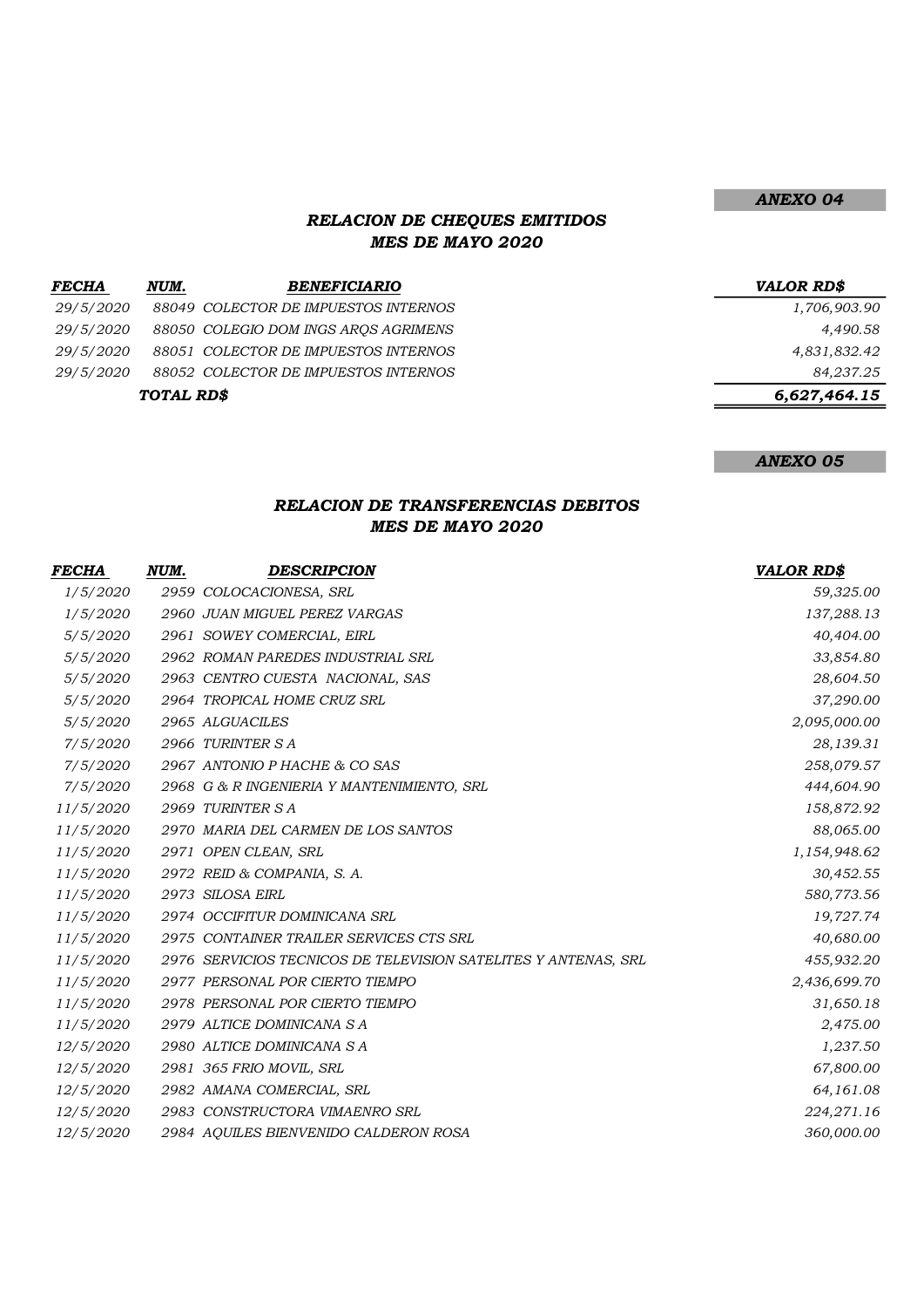***ANEXO 04***

## *RELACION DE CHEQUES EMITIDOS*
## *MES DE MAYO 2020*

| *FECHA* | *NUM.* | *BENEFICIARIO* | *VALOR RD$* |
|---|---|---|---|
| *29/5/2020* | *88049* | *COLECTOR DE IMPUESTOS INTERNOS* | *1,706,903.90* |
| *29/5/2020* | *88050* | *COLEGIO DOM INGS ARQS AGRIMENS* | *4,490.58* |
| *29/5/2020* | *88051* | *COLECTOR DE IMPUESTOS INTERNOS* | *4,831,832.42* |
| *29/5/2020* | *88052* | *COLECTOR DE IMPUESTOS INTERNOS* | *84,237.25* |
| | ***TOTAL RD$*** | | ***6,627,464.15*** |

***ANEXO 05***

## *RELACION DE TRANSFERENCIAS DEBITOS*
## *MES DE MAYO 2020*

| *FECHA* | *NUM.* | *DESCRIPCION* | *VALOR RD$* |
|---|---|---|---|
| *1/5/2020* | *2959* | *COLOCACIONESA, SRL* | *59,325.00* |
| *1/5/2020* | *2960* | *JUAN MIGUEL PEREZ VARGAS* | *137,288.13* |
| *5/5/2020* | *2961* | *SOWEY COMERCIAL, EIRL* | *40,404.00* |
| *5/5/2020* | *2962* | *ROMAN PAREDES INDUSTRIAL SRL* | *33,854.80* |
| *5/5/2020* | *2963* | *CENTRO CUESTA NACIONAL, SAS* | *28,604.50* |
| *5/5/2020* | *2964* | *TROPICAL HOME CRUZ SRL* | *37,290.00* |
| *5/5/2020* | *2965* | *ALGUACILES* | *2,095,000.00* |
| *7/5/2020* | *2966* | *TURINTER S A* | *28,139.31* |
| *7/5/2020* | *2967* | *ANTONIO P HACHE & CO SAS* | *258,079.57* |
| *7/5/2020* | *2968* | *G & R INGENIERIA Y MANTENIMIENTO, SRL* | *444,604.90* |
| *11/5/2020* | *2969* | *TURINTER S A* | *158,872.92* |
| *11/5/2020* | *2970* | *MARIA DEL CARMEN DE LOS SANTOS* | *88,065.00* |
| *11/5/2020* | *2971* | *OPEN CLEAN, SRL* | *1,154,948.62* |
| *11/5/2020* | *2972* | *REID & COMPANIA, S. A.* | *30,452.55* |
| *11/5/2020* | *2973* | *SILOSA EIRL* | *580,773.56* |
| *11/5/2020* | *2974* | *OCCIFITUR DOMINICANA SRL* | *19,727.74* |
| *11/5/2020* | *2975* | *CONTAINER TRAILER SERVICES CTS SRL* | *40,680.00* |
| *11/5/2020* | *2976* | *SERVICIOS TECNICOS DE TELEVISION SATELITES Y ANTENAS, SRL* | *455,932.20* |
| *11/5/2020* | *2977* | *PERSONAL POR CIERTO TIEMPO* | *2,436,699.70* |
| *11/5/2020* | *2978* | *PERSONAL POR CIERTO TIEMPO* | *31,650.18* |
| *11/5/2020* | *2979* | *ALTICE DOMINICANA S A* | *2,475.00* |
| *12/5/2020* | *2980* | *ALTICE DOMINICANA S A* | *1,237.50* |
| *12/5/2020* | *2981* | *365 FRIO MOVIL, SRL* | *67,800.00* |
| *12/5/2020* | *2982* | *AMANA COMERCIAL, SRL* | *64,161.08* |
| *12/5/2020* | *2983* | *CONSTRUCTORA VIMAENRO SRL* | *224,271.16* |
| *12/5/2020* | *2984* | *AQUILES BIENVENIDO CALDERON ROSA* | *360,000.00* |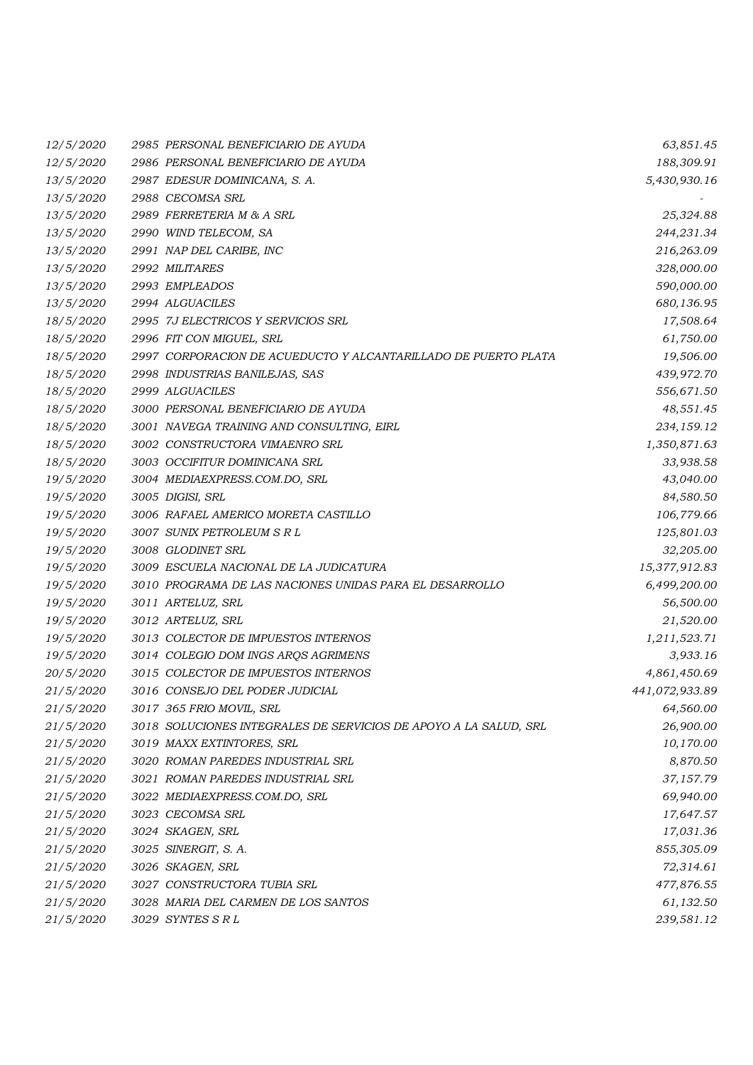| | | | |
|---|---|---|---|
| 12/5/2020 | 2985 | PERSONAL BENEFICIARIO DE AYUDA | 63,851.45 |
| 12/5/2020 | 2986 | PERSONAL BENEFICIARIO DE AYUDA | 188,309.91 |
| 13/5/2020 | 2987 | EDESUR DOMINICANA, S. A. | 5,430,930.16 |
| 13/5/2020 | 2988 | CECOMSA SRL | - |
| 13/5/2020 | 2989 | FERRETERIA M & A SRL | 25,324.88 |
| 13/5/2020 | 2990 | WIND TELECOM, SA | 244,231.34 |
| 13/5/2020 | 2991 | NAP DEL CARIBE, INC | 216,263.09 |
| 13/5/2020 | 2992 | MILITARES | 328,000.00 |
| 13/5/2020 | 2993 | EMPLEADOS | 590,000.00 |
| 13/5/2020 | 2994 | ALGUACILES | 680,136.95 |
| 18/5/2020 | 2995 | 7J ELECTRICOS Y SERVICIOS SRL | 17,508.64 |
| 18/5/2020 | 2996 | FIT CON MIGUEL, SRL | 61,750.00 |
| 18/5/2020 | 2997 | CORPORACION DE ACUEDUCTO Y ALCANTARILLADO DE PUERTO PLATA | 19,506.00 |
| 18/5/2020 | 2998 | INDUSTRIAS BANILEJAS, SAS | 439,972.70 |
| 18/5/2020 | 2999 | ALGUACILES | 556,671.50 |
| 18/5/2020 | 3000 | PERSONAL BENEFICIARIO DE AYUDA | 48,551.45 |
| 18/5/2020 | 3001 | NAVEGA TRAINING AND CONSULTING, EIRL | 234,159.12 |
| 18/5/2020 | 3002 | CONSTRUCTORA VIMAENRO SRL | 1,350,871.63 |
| 18/5/2020 | 3003 | OCCIFITUR DOMINICANA SRL | 33,938.58 |
| 19/5/2020 | 3004 | MEDIAEXPRESS.COM.DO, SRL | 43,040.00 |
| 19/5/2020 | 3005 | DIGISI, SRL | 84,580.50 |
| 19/5/2020 | 3006 | RAFAEL AMERICO MORETA CASTILLO | 106,779.66 |
| 19/5/2020 | 3007 | SUNIX PETROLEUM S R L | 125,801.03 |
| 19/5/2020 | 3008 | GLODINET SRL | 32,205.00 |
| 19/5/2020 | 3009 | ESCUELA NACIONAL DE LA JUDICATURA | 15,377,912.83 |
| 19/5/2020 | 3010 | PROGRAMA DE LAS NACIONES UNIDAS PARA EL DESARROLLO | 6,499,200.00 |
| 19/5/2020 | 3011 | ARTELUZ, SRL | 56,500.00 |
| 19/5/2020 | 3012 | ARTELUZ, SRL | 21,520.00 |
| 19/5/2020 | 3013 | COLECTOR DE IMPUESTOS INTERNOS | 1,211,523.71 |
| 19/5/2020 | 3014 | COLEGIO DOM INGS ARQS AGRIMENS | 3,933.16 |
| 20/5/2020 | 3015 | COLECTOR DE IMPUESTOS INTERNOS | 4,861,450.69 |
| 21/5/2020 | 3016 | CONSEJO DEL PODER JUDICIAL | 441,072,933.89 |
| 21/5/2020 | 3017 | 365 FRIO MOVIL, SRL | 64,560.00 |
| 21/5/2020 | 3018 | SOLUCIONES INTEGRALES DE SERVICIOS DE APOYO A LA SALUD, SRL | 26,900.00 |
| 21/5/2020 | 3019 | MAXX EXTINTORES, SRL | 10,170.00 |
| 21/5/2020 | 3020 | ROMAN PAREDES INDUSTRIAL SRL | 8,870.50 |
| 21/5/2020 | 3021 | ROMAN PAREDES INDUSTRIAL SRL | 37,157.79 |
| 21/5/2020 | 3022 | MEDIAEXPRESS.COM.DO, SRL | 69,940.00 |
| 21/5/2020 | 3023 | CECOMSA SRL | 17,647.57 |
| 21/5/2020 | 3024 | SKAGEN, SRL | 17,031.36 |
| 21/5/2020 | 3025 | SINERGIT, S. A. | 855,305.09 |
| 21/5/2020 | 3026 | SKAGEN, SRL | 72,314.61 |
| 21/5/2020 | 3027 | CONSTRUCTORA TUBIA SRL | 477,876.55 |
| 21/5/2020 | 3028 | MARIA DEL CARMEN DE LOS SANTOS | 61,132.50 |
| 21/5/2020 | 3029 | SYNTES S R L | 239,581.12 |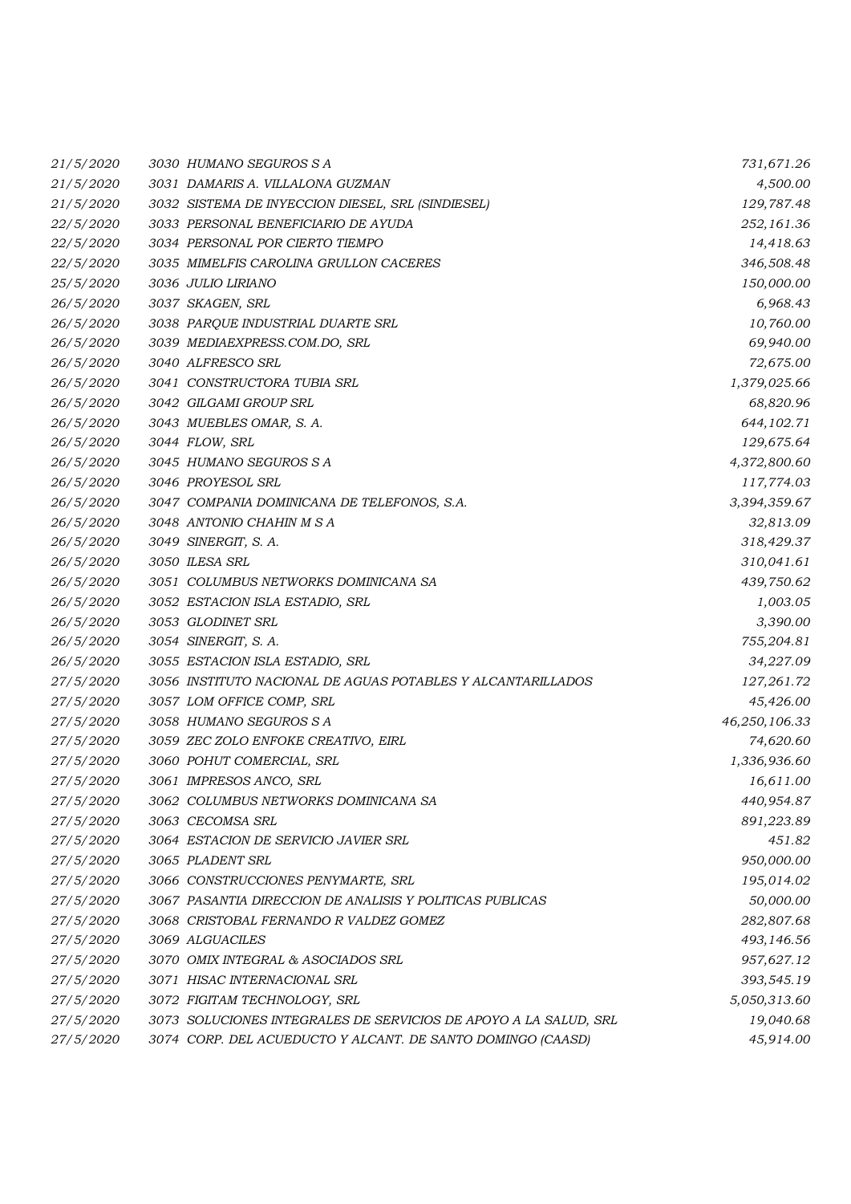| | | | |
|---|---|---|---|
| *21/5/2020* | *3030* | *HUMANO SEGUROS S A* | *731,671.26* |
| *21/5/2020* | *3031* | *DAMARIS A. VILLALONA GUZMAN* | *4,500.00* |
| *21/5/2020* | *3032* | *SISTEMA DE INYECCION DIESEL, SRL (SINDIESEL)* | *129,787.48* |
| *22/5/2020* | *3033* | *PERSONAL BENEFICIARIO DE AYUDA* | *252,161.36* |
| *22/5/2020* | *3034* | *PERSONAL POR CIERTO TIEMPO* | *14,418.63* |
| *22/5/2020* | *3035* | *MIMELFIS CAROLINA GRULLON CACERES* | *346,508.48* |
| *25/5/2020* | *3036* | *JULIO LIRIANO* | *150,000.00* |
| *26/5/2020* | *3037* | *SKAGEN, SRL* | *6,968.43* |
| *26/5/2020* | *3038* | *PARQUE INDUSTRIAL DUARTE SRL* | *10,760.00* |
| *26/5/2020* | *3039* | *MEDIAEXPRESS.COM.DO, SRL* | *69,940.00* |
| *26/5/2020* | *3040* | *ALFRESCO SRL* | *72,675.00* |
| *26/5/2020* | *3041* | *CONSTRUCTORA TUBIA SRL* | *1,379,025.66* |
| *26/5/2020* | *3042* | *GILGAMI GROUP SRL* | *68,820.96* |
| *26/5/2020* | *3043* | *MUEBLES OMAR, S. A.* | *644,102.71* |
| *26/5/2020* | *3044* | *FLOW, SRL* | *129,675.64* |
| *26/5/2020* | *3045* | *HUMANO SEGUROS S A* | *4,372,800.60* |
| *26/5/2020* | *3046* | *PROYESOL SRL* | *117,774.03* |
| *26/5/2020* | *3047* | *COMPANIA DOMINICANA DE TELEFONOS, S.A.* | *3,394,359.67* |
| *26/5/2020* | *3048* | *ANTONIO CHAHIN M S A* | *32,813.09* |
| *26/5/2020* | *3049* | *SINERGIT, S. A.* | *318,429.37* |
| *26/5/2020* | *3050* | *ILESA SRL* | *310,041.61* |
| *26/5/2020* | *3051* | *COLUMBUS NETWORKS DOMINICANA SA* | *439,750.62* |
| *26/5/2020* | *3052* | *ESTACION ISLA ESTADIO, SRL* | *1,003.05* |
| *26/5/2020* | *3053* | *GLODINET SRL* | *3,390.00* |
| *26/5/2020* | *3054* | *SINERGIT, S. A.* | *755,204.81* |
| *26/5/2020* | *3055* | *ESTACION ISLA ESTADIO, SRL* | *34,227.09* |
| *27/5/2020* | *3056* | *INSTITUTO NACIONAL DE AGUAS POTABLES Y ALCANTARILLADOS* | *127,261.72* |
| *27/5/2020* | *3057* | *LOM OFFICE COMP, SRL* | *45,426.00* |
| *27/5/2020* | *3058* | *HUMANO SEGUROS S A* | *46,250,106.33* |
| *27/5/2020* | *3059* | *ZEC ZOLO ENFOKE CREATIVO, EIRL* | *74,620.60* |
| *27/5/2020* | *3060* | *POHUT COMERCIAL, SRL* | *1,336,936.60* |
| *27/5/2020* | *3061* | *IMPRESOS ANCO, SRL* | *16,611.00* |
| *27/5/2020* | *3062* | *COLUMBUS NETWORKS DOMINICANA SA* | *440,954.87* |
| *27/5/2020* | *3063* | *CECOMSA SRL* | *891,223.89* |
| *27/5/2020* | *3064* | *ESTACION DE SERVICIO JAVIER SRL* | *451.82* |
| *27/5/2020* | *3065* | *PLADENT SRL* | *950,000.00* |
| *27/5/2020* | *3066* | *CONSTRUCCIONES PENYMARTE, SRL* | *195,014.02* |
| *27/5/2020* | *3067* | *PASANTIA DIRECCION DE ANALISIS Y POLITICAS PUBLICAS* | *50,000.00* |
| *27/5/2020* | *3068* | *CRISTOBAL FERNANDO R VALDEZ GOMEZ* | *282,807.68* |
| *27/5/2020* | *3069* | *ALGUACILES* | *493,146.56* |
| *27/5/2020* | *3070* | *OMIX INTEGRAL & ASOCIADOS SRL* | *957,627.12* |
| *27/5/2020* | *3071* | *HISAC INTERNACIONAL SRL* | *393,545.19* |
| *27/5/2020* | *3072* | *FIGITAM TECHNOLOGY, SRL* | *5,050,313.60* |
| *27/5/2020* | *3073* | *SOLUCIONES INTEGRALES DE SERVICIOS DE APOYO A LA SALUD, SRL* | *19,040.68* |
| *27/5/2020* | *3074* | *CORP. DEL ACUEDUCTO Y ALCANT. DE SANTO DOMINGO (CAASD)* | *45,914.00* |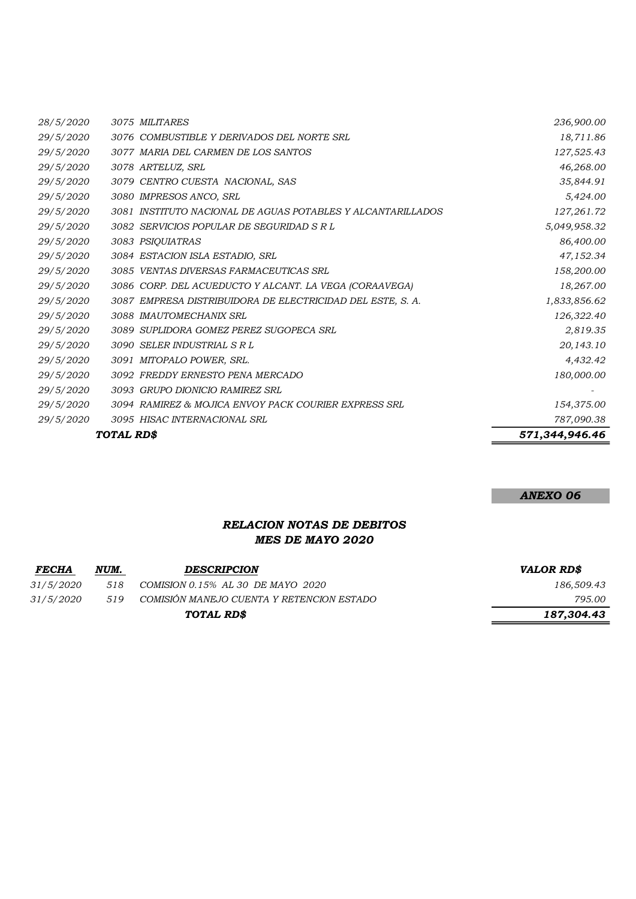| | | | |
|---|---|---|---|
| *28/5/2020* | *3075* | *MILITARES* | *236,900.00* |
| *29/5/2020* | *3076* | *COMBUSTIBLE Y DERIVADOS DEL NORTE SRL* | *18,711.86* |
| *29/5/2020* | *3077* | *MARIA DEL CARMEN DE LOS SANTOS* | *127,525.43* |
| *29/5/2020* | *3078* | *ARTELUZ, SRL* | *46,268.00* |
| *29/5/2020* | *3079* | *CENTRO CUESTA NACIONAL, SAS* | *35,844.91* |
| *29/5/2020* | *3080* | *IMPRESOS ANCO, SRL* | *5,424.00* |
| *29/5/2020* | *3081* | *INSTITUTO NACIONAL DE AGUAS POTABLES Y ALCANTARILLADOS* | *127,261.72* |
| *29/5/2020* | *3082* | *SERVICIOS POPULAR DE SEGURIDAD S R L* | *5,049,958.32* |
| *29/5/2020* | *3083* | *PSIQUIATRAS* | *86,400.00* |
| *29/5/2020* | *3084* | *ESTACION ISLA ESTADIO, SRL* | *47,152.34* |
| *29/5/2020* | *3085* | *VENTAS DIVERSAS FARMACEUTICAS SRL* | *158,200.00* |
| *29/5/2020* | *3086* | *CORP. DEL ACUEDUCTO Y ALCANT. LA VEGA (CORAAVEGA)* | *18,267.00* |
| *29/5/2020* | *3087* | *EMPRESA DISTRIBUIDORA DE ELECTRICIDAD DEL ESTE, S. A.* | *1,833,856.62* |
| *29/5/2020* | *3088* | *IMAUTOMECHANIX SRL* | *126,322.40* |
| *29/5/2020* | *3089* | *SUPLIDORA GOMEZ PEREZ SUGOPECA SRL* | *2,819.35* |
| *29/5/2020* | *3090* | *SELER INDUSTRIAL S R L* | *20,143.10* |
| *29/5/2020* | *3091* | *MITOPALO POWER, SRL.* | *4,432.42* |
| *29/5/2020* | *3092* | *FREDDY ERNESTO PENA MERCADO* | *180,000.00* |
| *29/5/2020* | *3093* | *GRUPO DIONICIO RAMIREZ SRL* | - |
| *29/5/2020* | *3094* | *RAMIREZ & MOJICA ENVOY PACK COURIER EXPRESS SRL* | *154,375.00* |
| *29/5/2020* | *3095* | *HISAC INTERNACIONAL SRL* | *787,090.38* |
| | ***TOTAL RD$*** | | ***571,344,946.46*** |

***ANEXO 06***

### *RELACION NOTAS DE DEBITOS*
### *MES DE MAYO 2020*

| ***FECHA*** | ***NUM.*** | ***DESCRIPCION*** | ***VALOR RD$*** |
|---|---|---|---|
| *31/5/2020* | *518* | *COMISION 0.15% AL 30 DE MAYO 2020* | *186,509.43* |
| *31/5/2020* | *519* | *COMISIÓN MANEJO CUENTA Y RETENCION ESTADO* | *795.00* |
| | | ***TOTAL RD$*** | ***187,304.43*** |